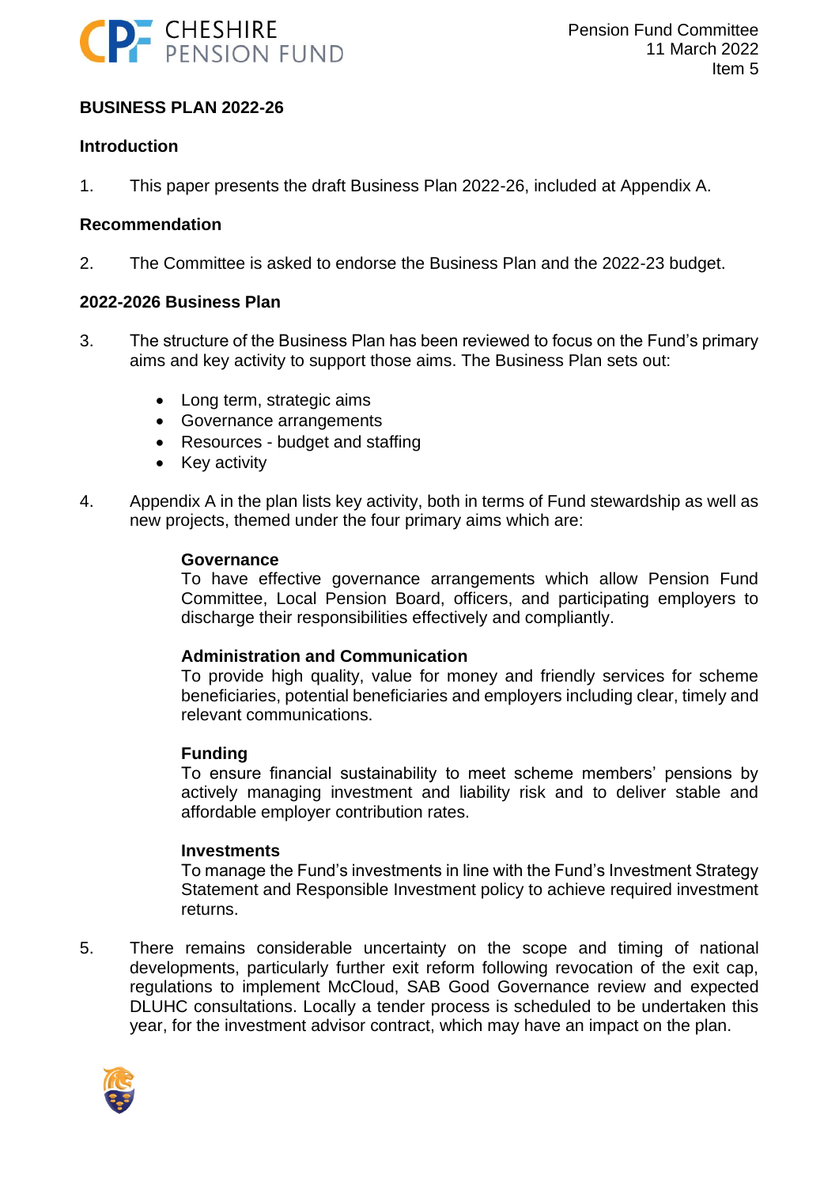Pension Fund Committee
11 March 2022
Item 5

# BUSINESS PLAN 2022-26

## Introduction

1. This paper presents the draft Business Plan 2022-26, included at Appendix A.

## Recommendation

2. The Committee is asked to endorse the Business Plan and the 2022-23 budget.

## 2022-2026 Business Plan

3. The structure of the Business Plan has been reviewed to focus on the Fund's primary aims and key activity to support those aims. The Business Plan sets out:

   - Long term, strategic aims
   - Governance arrangements
   - Resources - budget and staffing
   - Key activity

4. Appendix A in the plan lists key activity, both in terms of Fund stewardship as well as new projects, themed under the four primary aims which are:

   **Governance**
   To have effective governance arrangements which allow Pension Fund Committee, Local Pension Board, officers, and participating employers to discharge their responsibilities effectively and compliantly.

   **Administration and Communication**
   To provide high quality, value for money and friendly services for scheme beneficiaries, potential beneficiaries and employers including clear, timely and relevant communications.

   **Funding**
   To ensure financial sustainability to meet scheme members' pensions by actively managing investment and liability risk and to deliver stable and affordable employer contribution rates.

   **Investments**
   To manage the Fund's investments in line with the Fund's Investment Strategy Statement and Responsible Investment policy to achieve required investment returns.

5. There remains considerable uncertainty on the scope and timing of national developments, particularly further exit reform following revocation of the exit cap, regulations to implement McCloud, SAB Good Governance review and expected DLUHC consultations. Locally a tender process is scheduled to be undertaken this year, for the investment advisor contract, which may have an impact on the plan.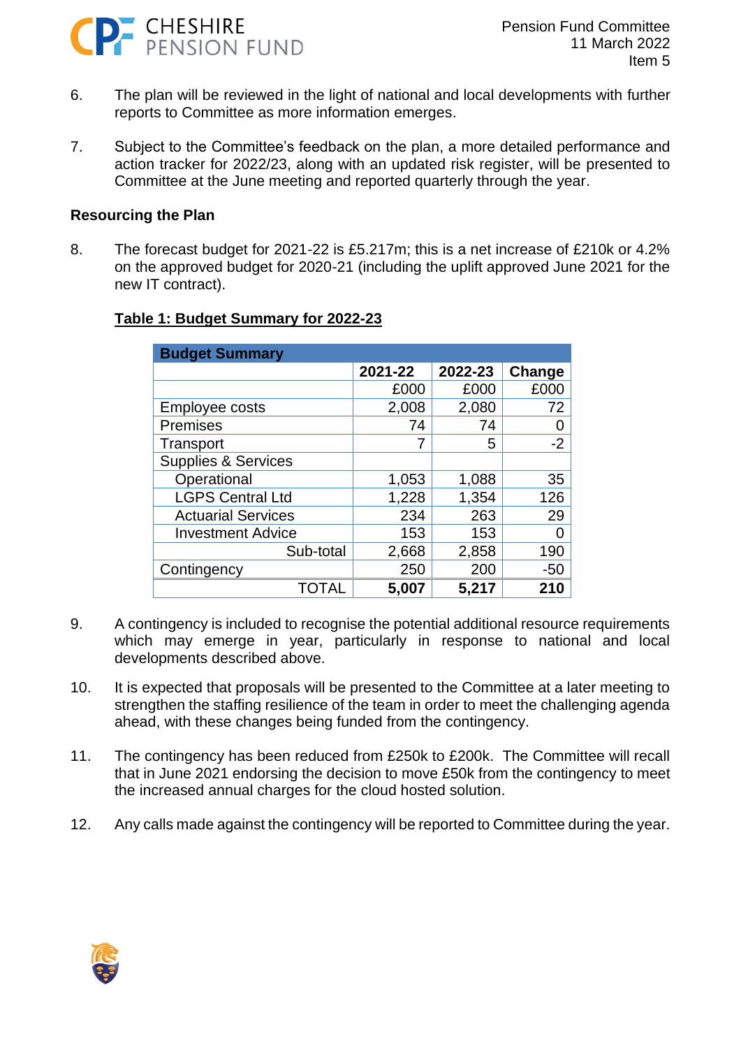6. The plan will be reviewed in the light of national and local developments with further reports to Committee as more information emerges.

7. Subject to the Committee's feedback on the plan, a more detailed performance and action tracker for 2022/23, along with an updated risk register, will be presented to Committee at the June meeting and reported quarterly through the year.

**Resourcing the Plan**

8. The forecast budget for 2021-22 is £5.217m; this is a net increase of £210k or 4.2% on the approved budget for 2020-21 (including the uplift approved June 2021 for the new IT contract).

**Table 1: Budget Summary for 2022-23**

| Budget Summary | | | |
|---|---|---|---|
| | **2021-22** | **2022-23** | **Change** |
| | £000 | £000 | £000 |
| Employee costs | 2,008 | 2,080 | 72 |
| Premises | 74 | 74 | 0 |
| Transport | 7 | 5 | -2 |
| Supplies & Services | | | |
| Operational | 1,053 | 1,088 | 35 |
| LGPS Central Ltd | 1,228 | 1,354 | 126 |
| Actuarial Services | 234 | 263 | 29 |
| Investment Advice | 153 | 153 | 0 |
| Sub-total | 2,668 | 2,858 | 190 |
| Contingency | 250 | 200 | -50 |
| TOTAL | **5,007** | **5,217** | **210** |

9. A contingency is included to recognise the potential additional resource requirements which may emerge in year, particularly in response to national and local developments described above.

10. It is expected that proposals will be presented to the Committee at a later meeting to strengthen the staffing resilience of the team in order to meet the challenging agenda ahead, with these changes being funded from the contingency.

11. The contingency has been reduced from £250k to £200k. The Committee will recall that in June 2021 endorsing the decision to move £50k from the contingency to meet the increased annual charges for the cloud hosted solution.

12. Any calls made against the contingency will be reported to Committee during the year.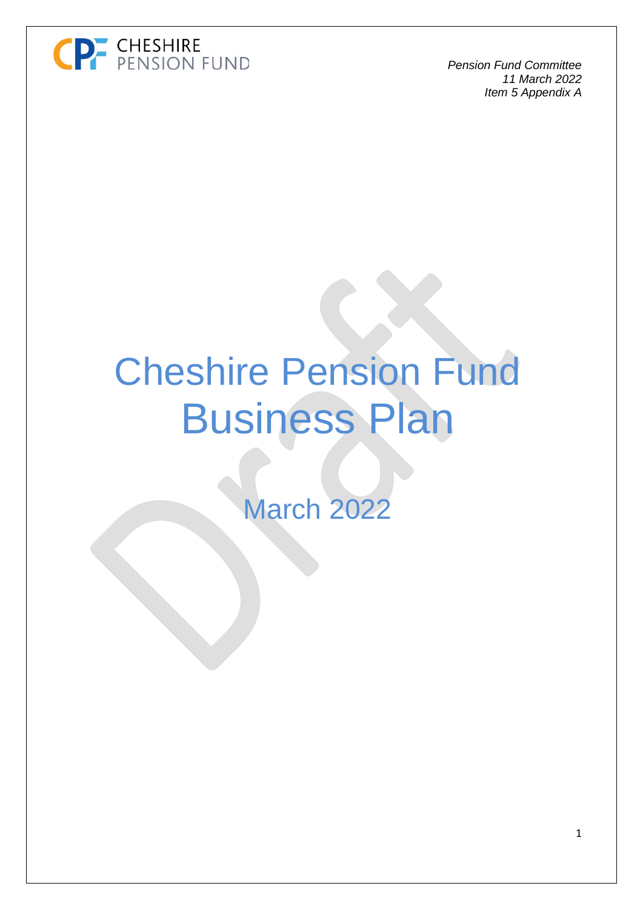CHESHIRE PENSION FUND

*Pension Fund Committee*
*11 March 2022*
*Item 5 Appendix A*

# Cheshire Pension Fund Business Plan

## March 2022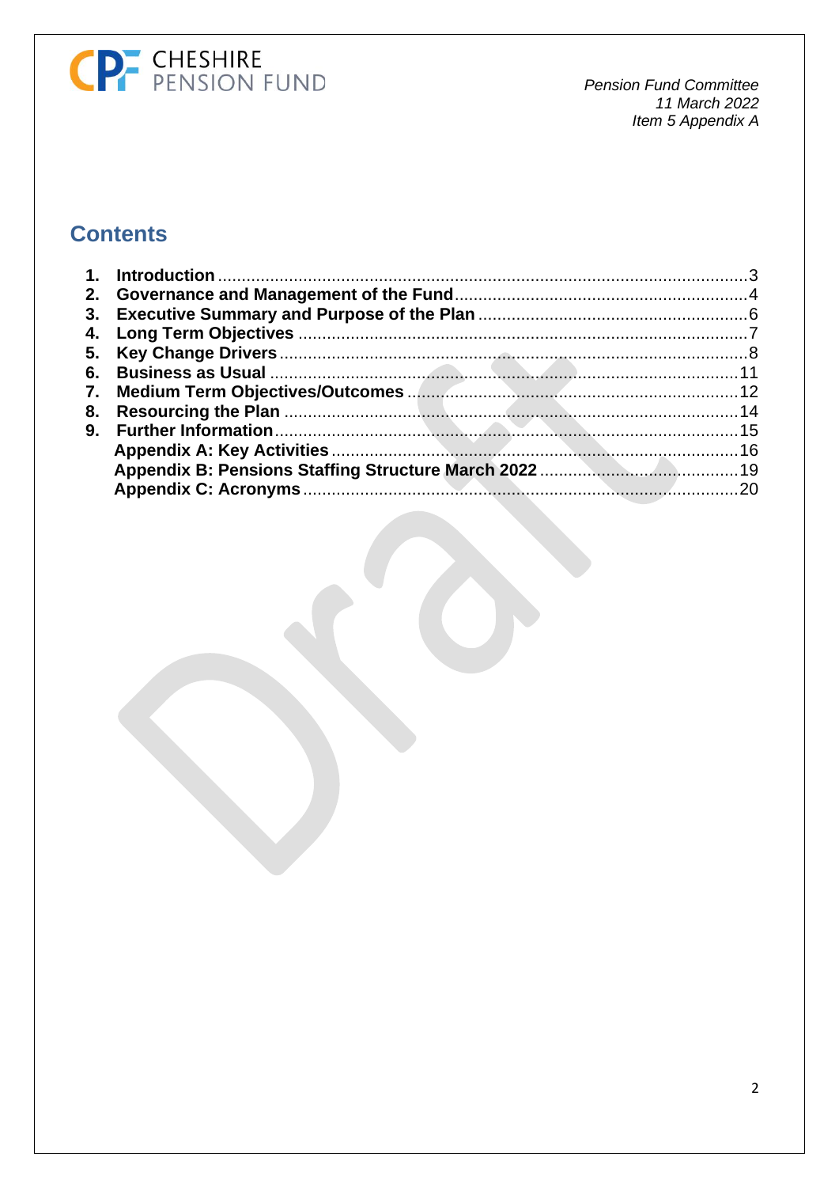## Contents

1. **Introduction** ....... 3
2. **Governance and Management of the Fund** ....... 4
3. **Executive Summary and Purpose of the Plan** ....... 6
4. **Long Term Objectives** ....... 7
5. **Key Change Drivers** ....... 8
6. **Business as Usual** ....... 11
7. **Medium Term Objectives/Outcomes** ....... 12
8. **Resourcing the Plan** ....... 14
9. **Further Information** ....... 15

**Appendix A: Key Activities** ....... 16
**Appendix B: Pensions Staffing Structure March 2022** ....... 19
**Appendix C: Acronyms** ....... 20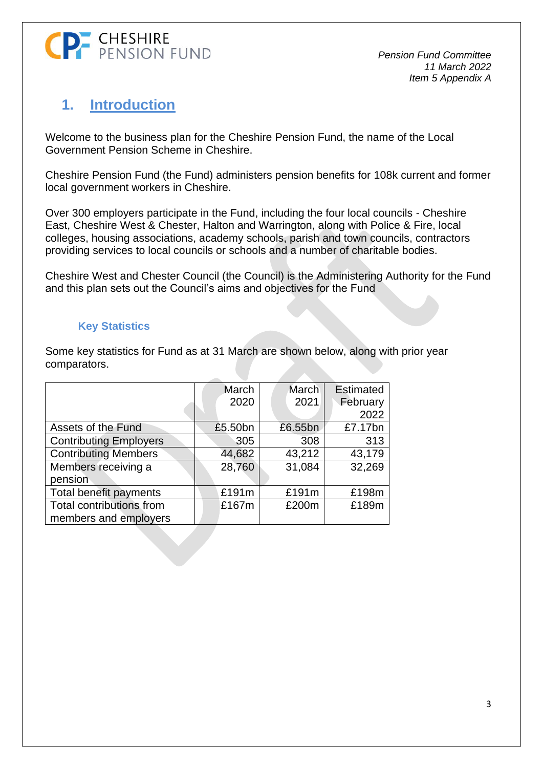## 1. Introduction

Welcome to the business plan for the Cheshire Pension Fund, the name of the Local Government Pension Scheme in Cheshire.

Cheshire Pension Fund (the Fund) administers pension benefits for 108k current and former local government workers in Cheshire.

Over 300 employers participate in the Fund, including the four local councils - Cheshire East, Cheshire West & Chester, Halton and Warrington, along with Police & Fire, local colleges, housing associations, academy schools, parish and town councils, contractors providing services to local councils or schools and a number of charitable bodies.

Cheshire West and Chester Council (the Council) is the Administering Authority for the Fund and this plan sets out the Council's aims and objectives for the Fund

### Key Statistics

Some key statistics for Fund as at 31 March are shown below, along with prior year comparators.

| | March 2020 | March 2021 | Estimated February 2022 |
|---|---|---|---|
| Assets of the Fund | £5.50bn | £6.55bn | £7.17bn |
| Contributing Employers | 305 | 308 | 313 |
| Contributing Members | 44,682 | 43,212 | 43,179 |
| Members receiving a pension | 28,760 | 31,084 | 32,269 |
| Total benefit payments | £191m | £191m | £198m |
| Total contributions from members and employers | £167m | £200m | £189m |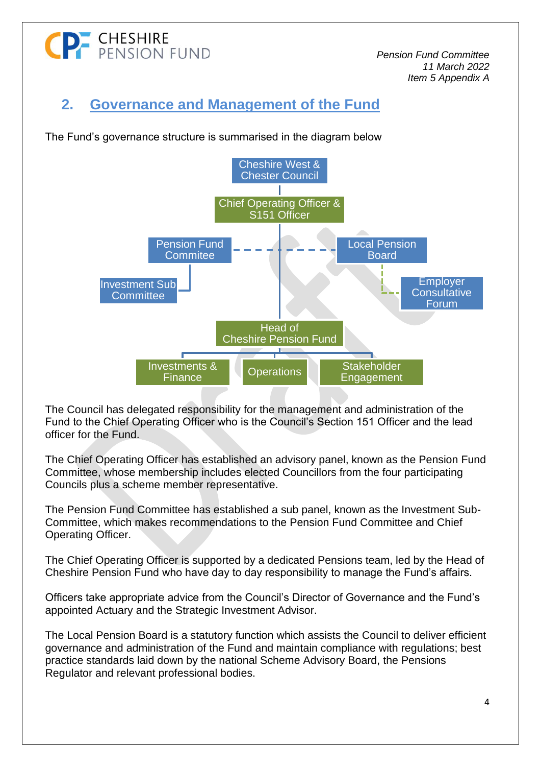## 2. Governance and Management of the Fund

The Fund's governance structure is summarised in the diagram below

- Cheshire West & Chester Council
  - Chief Operating Officer & S151 Officer
    - Pension Fund Commitee
      - Investment Sub Committee
    - Local Pension Board
      - Employer Consultative Forum
    - Head of Cheshire Pension Fund
      - Investments & Finance
      - Operations
      - Stakeholder Engagement

The Council has delegated responsibility for the management and administration of the Fund to the Chief Operating Officer who is the Council's Section 151 Officer and the lead officer for the Fund.

The Chief Operating Officer has established an advisory panel, known as the Pension Fund Committee, whose membership includes elected Councillors from the four participating Councils plus a scheme member representative.

The Pension Fund Committee has established a sub panel, known as the Investment Sub-Committee, which makes recommendations to the Pension Fund Committee and Chief Operating Officer.

The Chief Operating Officer is supported by a dedicated Pensions team, led by the Head of Cheshire Pension Fund who have day to day responsibility to manage the Fund's affairs.

Officers take appropriate advice from the Council's Director of Governance and the Fund's appointed Actuary and the Strategic Investment Advisor.

The Local Pension Board is a statutory function which assists the Council to deliver efficient governance and administration of the Fund and maintain compliance with regulations; best practice standards laid down by the national Scheme Advisory Board, the Pensions Regulator and relevant professional bodies.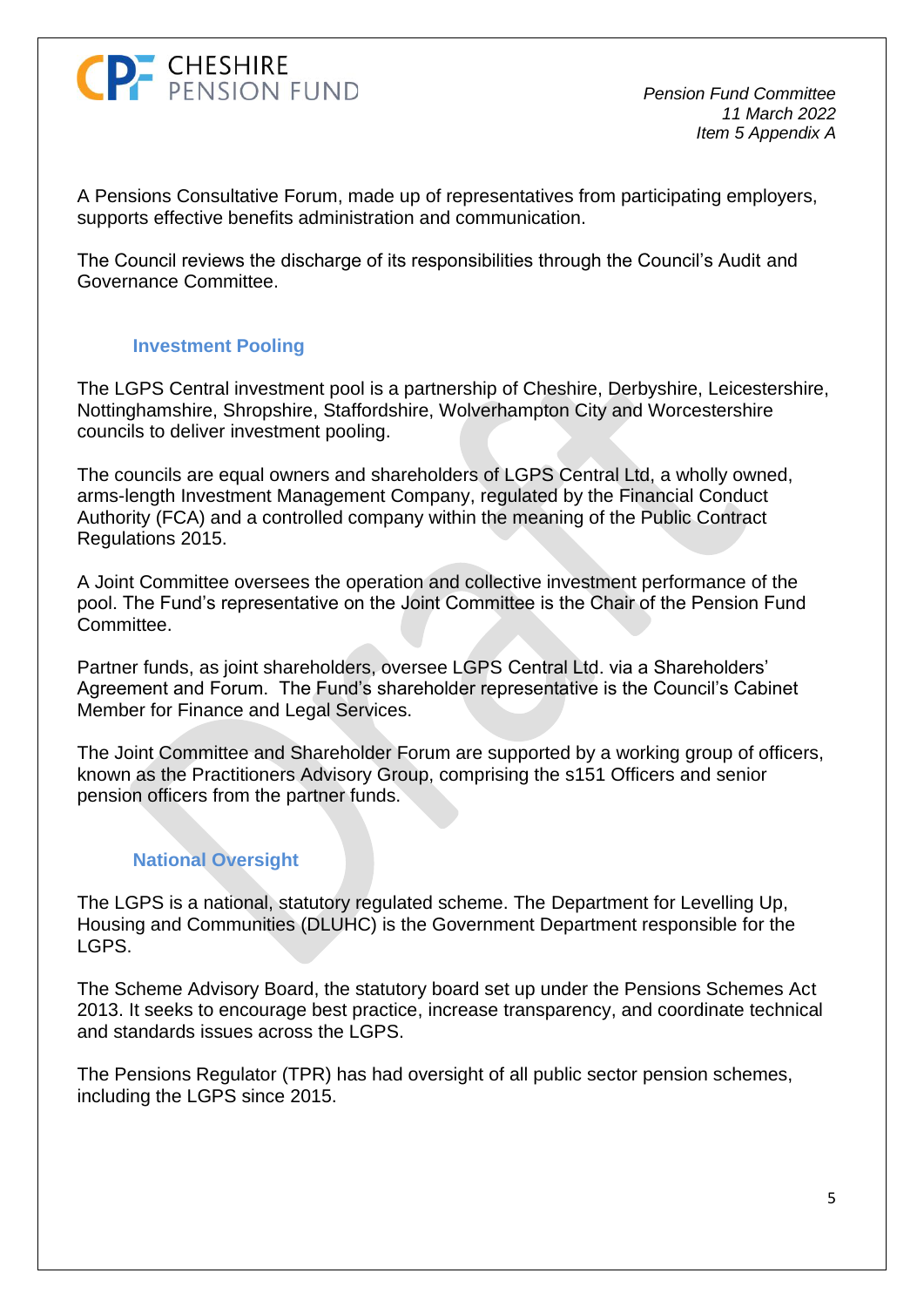A Pensions Consultative Forum, made up of representatives from participating employers, supports effective benefits administration and communication.

The Council reviews the discharge of its responsibilities through the Council's Audit and Governance Committee.

### Investment Pooling

The LGPS Central investment pool is a partnership of Cheshire, Derbyshire, Leicestershire, Nottinghamshire, Shropshire, Staffordshire, Wolverhampton City and Worcestershire councils to deliver investment pooling.

The councils are equal owners and shareholders of LGPS Central Ltd, a wholly owned, arms-length Investment Management Company, regulated by the Financial Conduct Authority (FCA) and a controlled company within the meaning of the Public Contract Regulations 2015.

A Joint Committee oversees the operation and collective investment performance of the pool. The Fund's representative on the Joint Committee is the Chair of the Pension Fund Committee.

Partner funds, as joint shareholders, oversee LGPS Central Ltd. via a Shareholders' Agreement and Forum. The Fund's shareholder representative is the Council's Cabinet Member for Finance and Legal Services.

The Joint Committee and Shareholder Forum are supported by a working group of officers, known as the Practitioners Advisory Group, comprising the s151 Officers and senior pension officers from the partner funds.

### National Oversight

The LGPS is a national, statutory regulated scheme. The Department for Levelling Up, Housing and Communities (DLUHC) is the Government Department responsible for the LGPS.

The Scheme Advisory Board, the statutory board set up under the Pensions Schemes Act 2013. It seeks to encourage best practice, increase transparency, and coordinate technical and standards issues across the LGPS.

The Pensions Regulator (TPR) has had oversight of all public sector pension schemes, including the LGPS since 2015.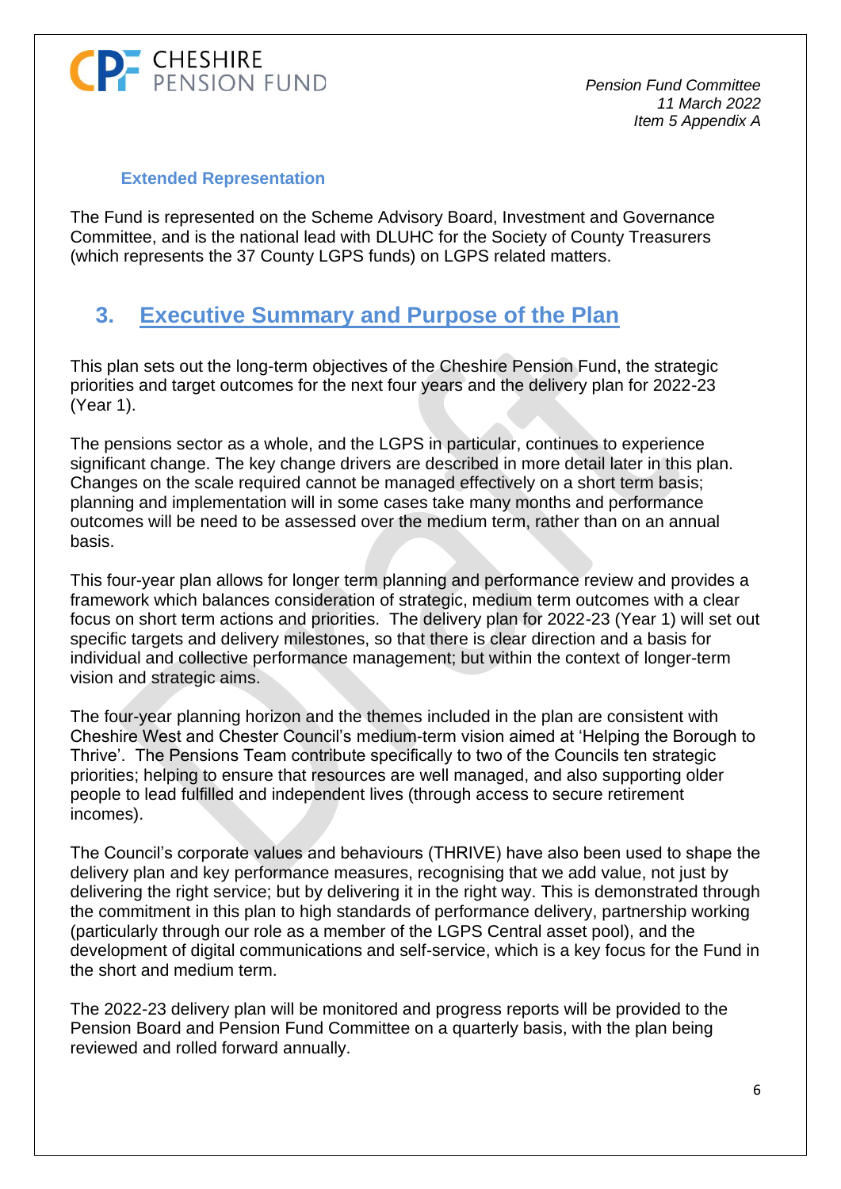### Extended Representation

The Fund is represented on the Scheme Advisory Board, Investment and Governance Committee, and is the national lead with DLUHC for the Society of County Treasurers (which represents the 37 County LGPS funds) on LGPS related matters.

## 3. Executive Summary and Purpose of the Plan

This plan sets out the long-term objectives of the Cheshire Pension Fund, the strategic priorities and target outcomes for the next four years and the delivery plan for 2022-23 (Year 1).

The pensions sector as a whole, and the LGPS in particular, continues to experience significant change. The key change drivers are described in more detail later in this plan. Changes on the scale required cannot be managed effectively on a short term basis; planning and implementation will in some cases take many months and performance outcomes will be need to be assessed over the medium term, rather than on an annual basis.

This four-year plan allows for longer term planning and performance review and provides a framework which balances consideration of strategic, medium term outcomes with a clear focus on short term actions and priorities. The delivery plan for 2022-23 (Year 1) will set out specific targets and delivery milestones, so that there is clear direction and a basis for individual and collective performance management; but within the context of longer-term vision and strategic aims.

The four-year planning horizon and the themes included in the plan are consistent with Cheshire West and Chester Council's medium-term vision aimed at 'Helping the Borough to Thrive'. The Pensions Team contribute specifically to two of the Councils ten strategic priorities; helping to ensure that resources are well managed, and also supporting older people to lead fulfilled and independent lives (through access to secure retirement incomes).

The Council's corporate values and behaviours (THRIVE) have also been used to shape the delivery plan and key performance measures, recognising that we add value, not just by delivering the right service; but by delivering it in the right way. This is demonstrated through the commitment in this plan to high standards of performance delivery, partnership working (particularly through our role as a member of the LGPS Central asset pool), and the development of digital communications and self-service, which is a key focus for the Fund in the short and medium term.

The 2022-23 delivery plan will be monitored and progress reports will be provided to the Pension Board and Pension Fund Committee on a quarterly basis, with the plan being reviewed and rolled forward annually.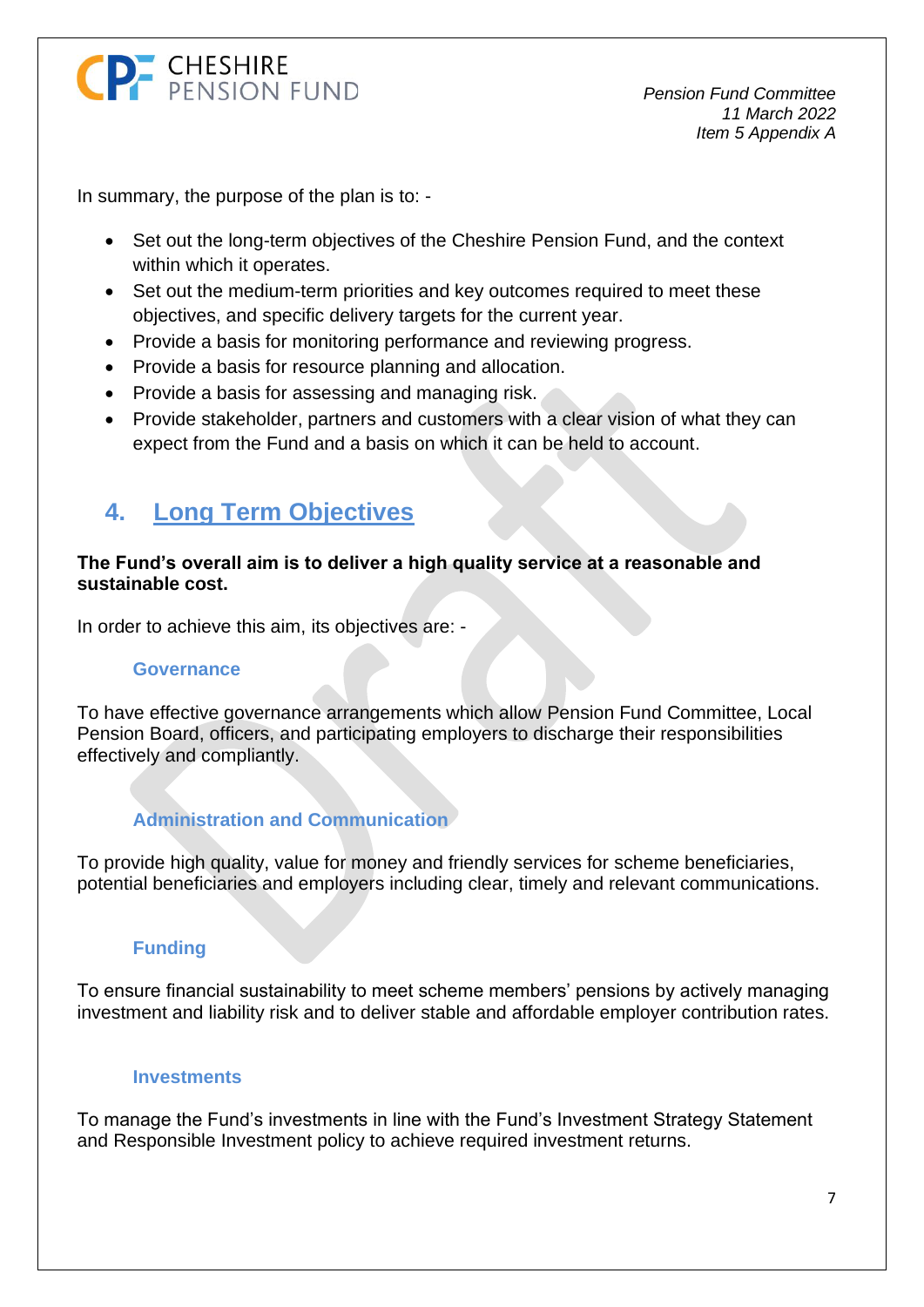In summary, the purpose of the plan is to: -

- Set out the long-term objectives of the Cheshire Pension Fund, and the context within which it operates.
- Set out the medium-term priorities and key outcomes required to meet these objectives, and specific delivery targets for the current year.
- Provide a basis for monitoring performance and reviewing progress.
- Provide a basis for resource planning and allocation.
- Provide a basis for assessing and managing risk.
- Provide stakeholder, partners and customers with a clear vision of what they can expect from the Fund and a basis on which it can be held to account.

## 4. Long Term Objectives

**The Fund's overall aim is to deliver a high quality service at a reasonable and sustainable cost.**

In order to achieve this aim, its objectives are: -

### Governance

To have effective governance arrangements which allow Pension Fund Committee, Local Pension Board, officers, and participating employers to discharge their responsibilities effectively and compliantly.

### Administration and Communication

To provide high quality, value for money and friendly services for scheme beneficiaries, potential beneficiaries and employers including clear, timely and relevant communications.

### Funding

To ensure financial sustainability to meet scheme members' pensions by actively managing investment and liability risk and to deliver stable and affordable employer contribution rates.

### Investments

To manage the Fund's investments in line with the Fund's Investment Strategy Statement and Responsible Investment policy to achieve required investment returns.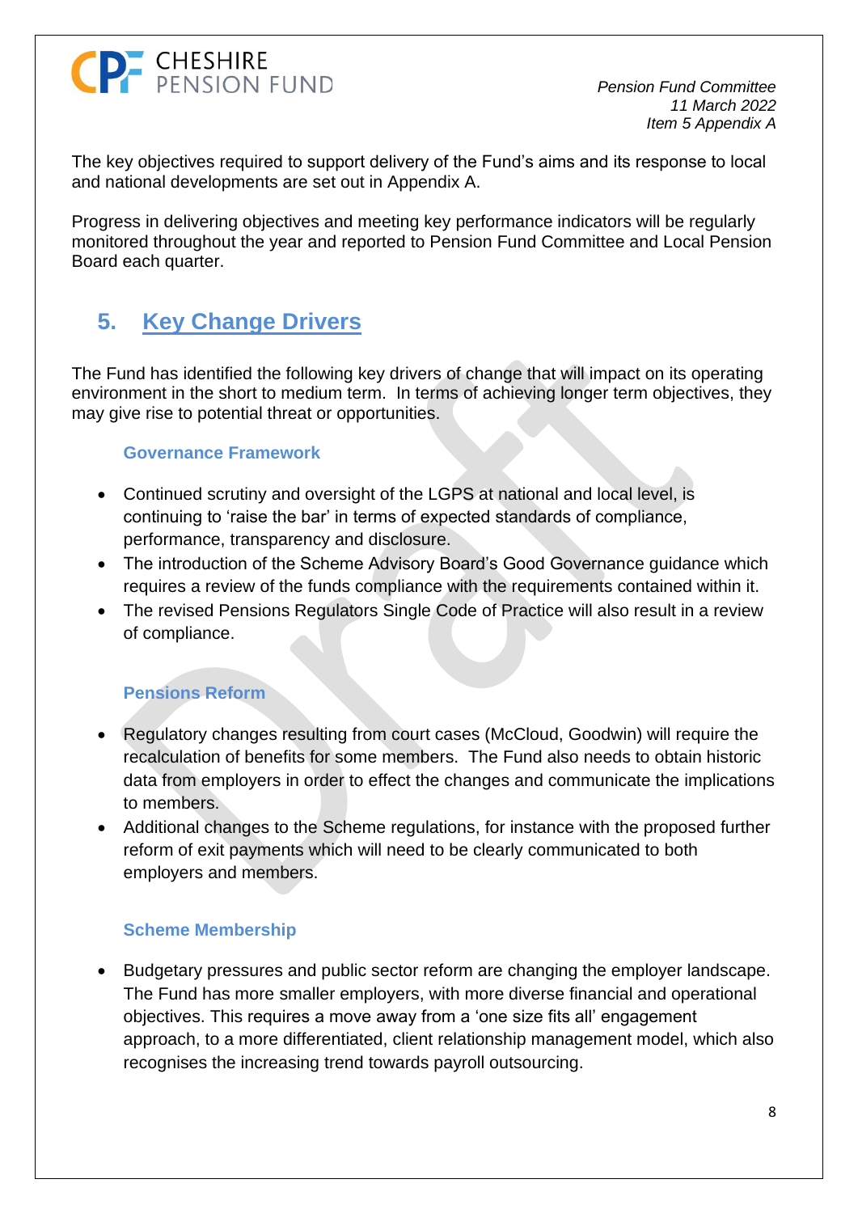The key objectives required to support delivery of the Fund's aims and its response to local and national developments are set out in Appendix A.

Progress in delivering objectives and meeting key performance indicators will be regularly monitored throughout the year and reported to Pension Fund Committee and Local Pension Board each quarter.

## 5. Key Change Drivers

The Fund has identified the following key drivers of change that will impact on its operating environment in the short to medium term. In terms of achieving longer term objectives, they may give rise to potential threat or opportunities.

### Governance Framework

- Continued scrutiny and oversight of the LGPS at national and local level, is continuing to 'raise the bar' in terms of expected standards of compliance, performance, transparency and disclosure.
- The introduction of the Scheme Advisory Board's Good Governance guidance which requires a review of the funds compliance with the requirements contained within it.
- The revised Pensions Regulators Single Code of Practice will also result in a review of compliance.

### Pensions Reform

- Regulatory changes resulting from court cases (McCloud, Goodwin) will require the recalculation of benefits for some members. The Fund also needs to obtain historic data from employers in order to effect the changes and communicate the implications to members.
- Additional changes to the Scheme regulations, for instance with the proposed further reform of exit payments which will need to be clearly communicated to both employers and members.

### Scheme Membership

- Budgetary pressures and public sector reform are changing the employer landscape. The Fund has more smaller employers, with more diverse financial and operational objectives. This requires a move away from a 'one size fits all' engagement approach, to a more differentiated, client relationship management model, which also recognises the increasing trend towards payroll outsourcing.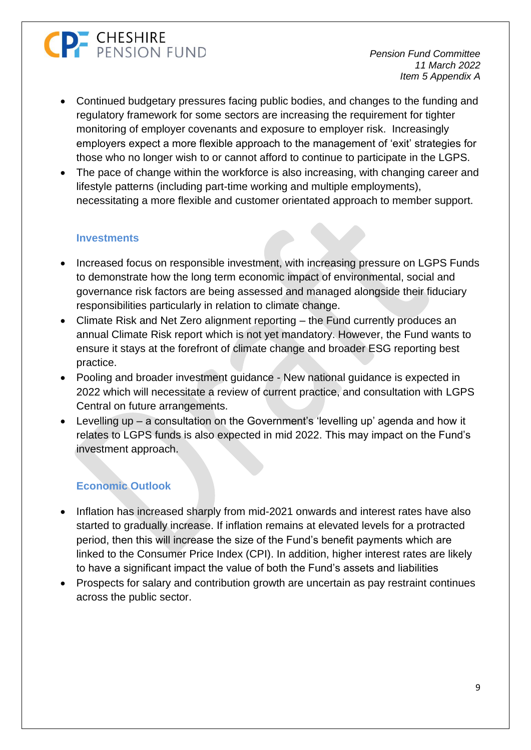- Continued budgetary pressures facing public bodies, and changes to the funding and regulatory framework for some sectors are increasing the requirement for tighter monitoring of employer covenants and exposure to employer risk. Increasingly employers expect a more flexible approach to the management of 'exit' strategies for those who no longer wish to or cannot afford to continue to participate in the LGPS.
- The pace of change within the workforce is also increasing, with changing career and lifestyle patterns (including part-time working and multiple employments), necessitating a more flexible and customer orientated approach to member support.

### Investments

- Increased focus on responsible investment, with increasing pressure on LGPS Funds to demonstrate how the long term economic impact of environmental, social and governance risk factors are being assessed and managed alongside their fiduciary responsibilities particularly in relation to climate change.
- Climate Risk and Net Zero alignment reporting – the Fund currently produces an annual Climate Risk report which is not yet mandatory. However, the Fund wants to ensure it stays at the forefront of climate change and broader ESG reporting best practice.
- Pooling and broader investment guidance - New national guidance is expected in 2022 which will necessitate a review of current practice, and consultation with LGPS Central on future arrangements.
- Levelling up – a consultation on the Government's 'levelling up' agenda and how it relates to LGPS funds is also expected in mid 2022. This may impact on the Fund's investment approach.

### Economic Outlook

- Inflation has increased sharply from mid-2021 onwards and interest rates have also started to gradually increase. If inflation remains at elevated levels for a protracted period, then this will increase the size of the Fund's benefit payments which are linked to the Consumer Price Index (CPI). In addition, higher interest rates are likely to have a significant impact the value of both the Fund's assets and liabilities
- Prospects for salary and contribution growth are uncertain as pay restraint continues across the public sector.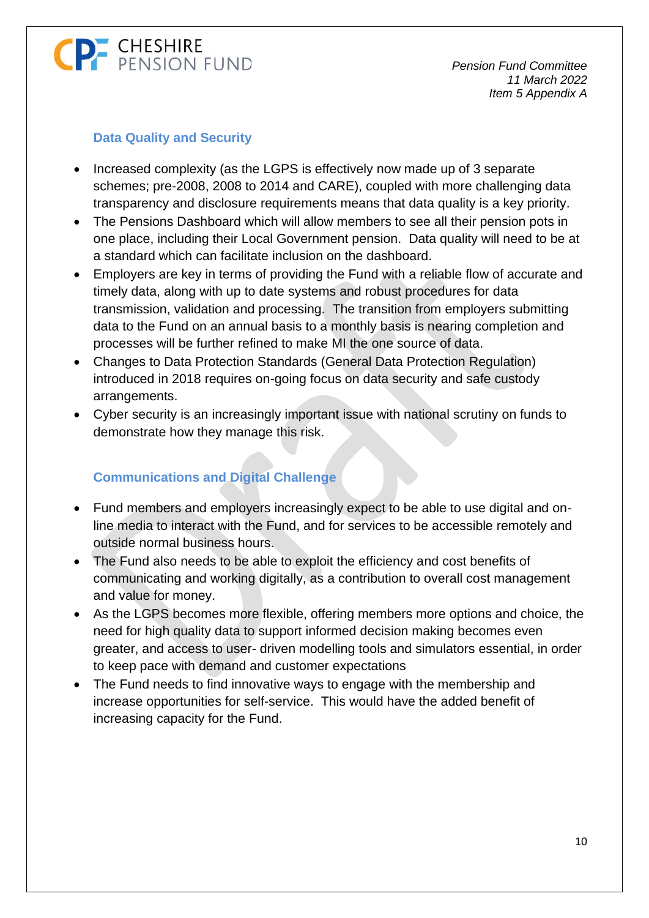## Data Quality and Security

- Increased complexity (as the LGPS is effectively now made up of 3 separate schemes; pre-2008, 2008 to 2014 and CARE), coupled with more challenging data transparency and disclosure requirements means that data quality is a key priority.
- The Pensions Dashboard which will allow members to see all their pension pots in one place, including their Local Government pension. Data quality will need to be at a standard which can facilitate inclusion on the dashboard.
- Employers are key in terms of providing the Fund with a reliable flow of accurate and timely data, along with up to date systems and robust procedures for data transmission, validation and processing. The transition from employers submitting data to the Fund on an annual basis to a monthly basis is nearing completion and processes will be further refined to make MI the one source of data.
- Changes to Data Protection Standards (General Data Protection Regulation) introduced in 2018 requires on-going focus on data security and safe custody arrangements.
- Cyber security is an increasingly important issue with national scrutiny on funds to demonstrate how they manage this risk.

## Communications and Digital Challenge

- Fund members and employers increasingly expect to be able to use digital and on-line media to interact with the Fund, and for services to be accessible remotely and outside normal business hours.
- The Fund also needs to be able to exploit the efficiency and cost benefits of communicating and working digitally, as a contribution to overall cost management and value for money.
- As the LGPS becomes more flexible, offering members more options and choice, the need for high quality data to support informed decision making becomes even greater, and access to user- driven modelling tools and simulators essential, in order to keep pace with demand and customer expectations
- The Fund needs to find innovative ways to engage with the membership and increase opportunities for self-service. This would have the added benefit of increasing capacity for the Fund.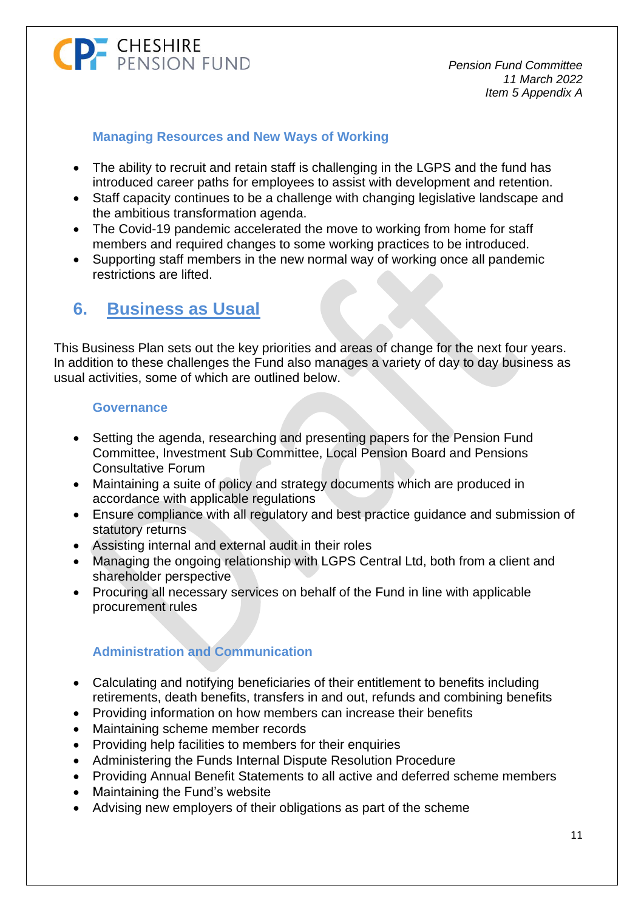### Managing Resources and New Ways of Working

- The ability to recruit and retain staff is challenging in the LGPS and the fund has introduced career paths for employees to assist with development and retention.
- Staff capacity continues to be a challenge with changing legislative landscape and the ambitious transformation agenda.
- The Covid-19 pandemic accelerated the move to working from home for staff members and required changes to some working practices to be introduced.
- Supporting staff members in the new normal way of working once all pandemic restrictions are lifted.

## 6. Business as Usual

This Business Plan sets out the key priorities and areas of change for the next four years. In addition to these challenges the Fund also manages a variety of day to day business as usual activities, some of which are outlined below.

### Governance

- Setting the agenda, researching and presenting papers for the Pension Fund Committee, Investment Sub Committee, Local Pension Board and Pensions Consultative Forum
- Maintaining a suite of policy and strategy documents which are produced in accordance with applicable regulations
- Ensure compliance with all regulatory and best practice guidance and submission of statutory returns
- Assisting internal and external audit in their roles
- Managing the ongoing relationship with LGPS Central Ltd, both from a client and shareholder perspective
- Procuring all necessary services on behalf of the Fund in line with applicable procurement rules

### Administration and Communication

- Calculating and notifying beneficiaries of their entitlement to benefits including retirements, death benefits, transfers in and out, refunds and combining benefits
- Providing information on how members can increase their benefits
- Maintaining scheme member records
- Providing help facilities to members for their enquiries
- Administering the Funds Internal Dispute Resolution Procedure
- Providing Annual Benefit Statements to all active and deferred scheme members
- Maintaining the Fund's website
- Advising new employers of their obligations as part of the scheme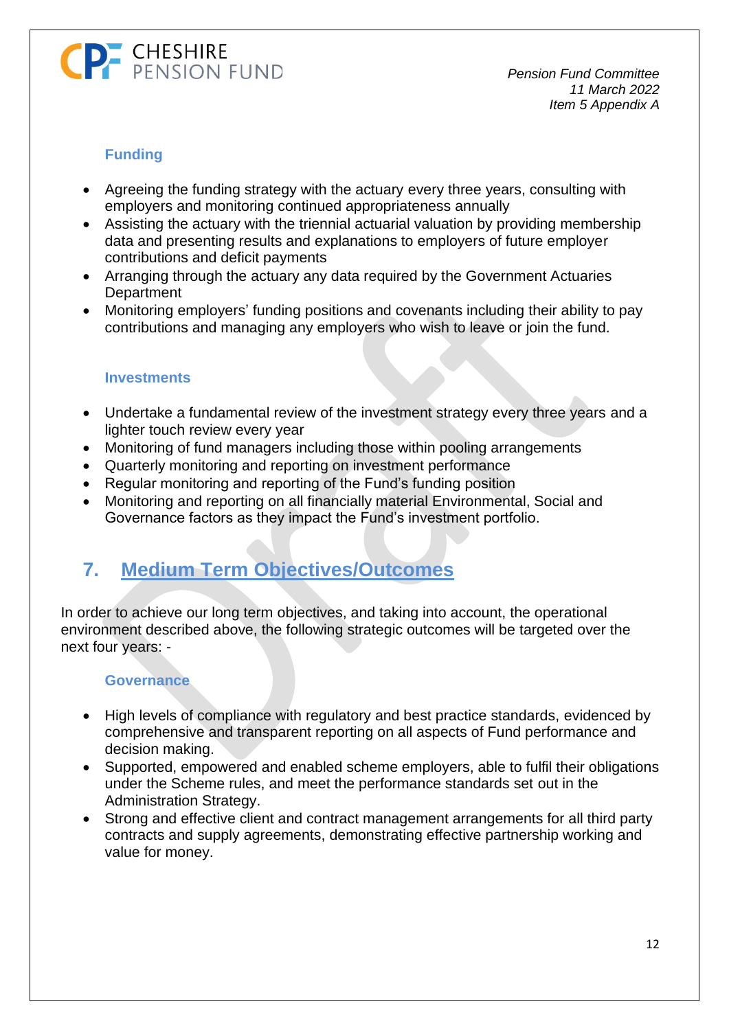#### Funding

- Agreeing the funding strategy with the actuary every three years, consulting with employers and monitoring continued appropriateness annually
- Assisting the actuary with the triennial actuarial valuation by providing membership data and presenting results and explanations to employers of future employer contributions and deficit payments
- Arranging through the actuary any data required by the Government Actuaries Department
- Monitoring employers' funding positions and covenants including their ability to pay contributions and managing any employers who wish to leave or join the fund.

#### Investments

- Undertake a fundamental review of the investment strategy every three years and a lighter touch review every year
- Monitoring of fund managers including those within pooling arrangements
- Quarterly monitoring and reporting on investment performance
- Regular monitoring and reporting of the Fund's funding position
- Monitoring and reporting on all financially material Environmental, Social and Governance factors as they impact the Fund's investment portfolio.

## 7. Medium Term Objectives/Outcomes

In order to achieve our long term objectives, and taking into account, the operational environment described above, the following strategic outcomes will be targeted over the next four years: -

#### Governance

- High levels of compliance with regulatory and best practice standards, evidenced by comprehensive and transparent reporting on all aspects of Fund performance and decision making.
- Supported, empowered and enabled scheme employers, able to fulfil their obligations under the Scheme rules, and meet the performance standards set out in the Administration Strategy.
- Strong and effective client and contract management arrangements for all third party contracts and supply agreements, demonstrating effective partnership working and value for money.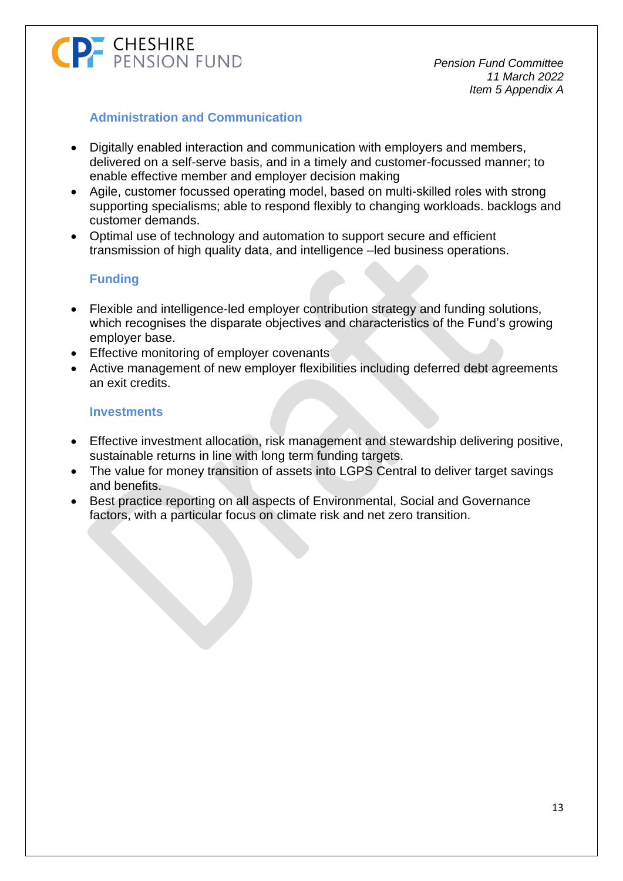## Administration and Communication

- Digitally enabled interaction and communication with employers and members, delivered on a self-serve basis, and in a timely and customer-focussed manner; to enable effective member and employer decision making
- Agile, customer focussed operating model, based on multi-skilled roles with strong supporting specialisms; able to respond flexibly to changing workloads. backlogs and customer demands.
- Optimal use of technology and automation to support secure and efficient transmission of high quality data, and intelligence –led business operations.

## Funding

- Flexible and intelligence-led employer contribution strategy and funding solutions, which recognises the disparate objectives and characteristics of the Fund's growing employer base.
- Effective monitoring of employer covenants
- Active management of new employer flexibilities including deferred debt agreements an exit credits.

## Investments

- Effective investment allocation, risk management and stewardship delivering positive, sustainable returns in line with long term funding targets.
- The value for money transition of assets into LGPS Central to deliver target savings and benefits.
- Best practice reporting on all aspects of Environmental, Social and Governance factors, with a particular focus on climate risk and net zero transition.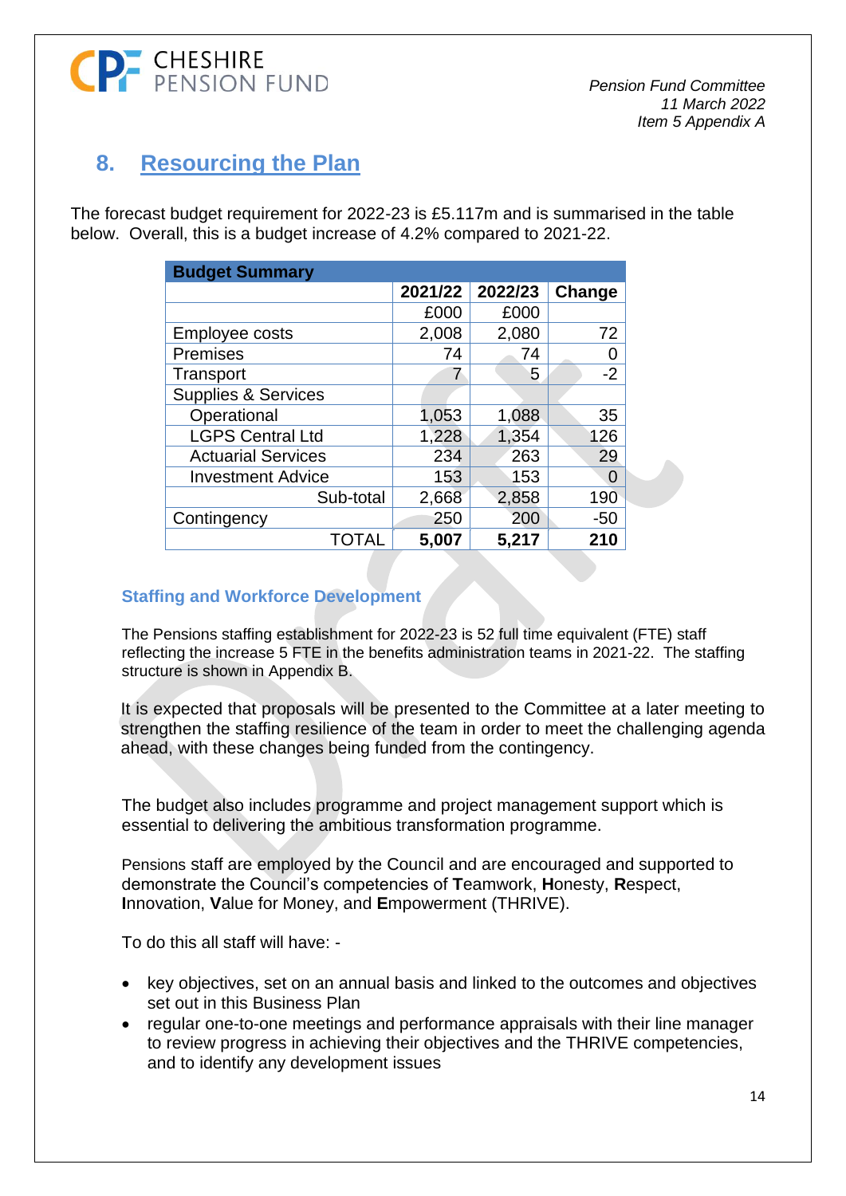## 8. Resourcing the Plan

The forecast budget requirement for 2022-23 is £5.117m and is summarised in the table below. Overall, this is a budget increase of 4.2% compared to 2021-22.

| Budget Summary | | | |
|---|---|---|---|
| | 2021/22 | 2022/23 | Change |
| | £000 | £000 | |
| Employee costs | 2,008 | 2,080 | 72 |
| Premises | 74 | 74 | 0 |
| Transport | 7 | 5 | -2 |
| Supplies & Services | | | |
| Operational | 1,053 | 1,088 | 35 |
| LGPS Central Ltd | 1,228 | 1,354 | 126 |
| Actuarial Services | 234 | 263 | 29 |
| Investment Advice | 153 | 153 | 0 |
| Sub-total | 2,668 | 2,858 | 190 |
| Contingency | 250 | 200 | -50 |
| TOTAL | **5,007** | **5,217** | **210** |

### Staffing and Workforce Development

The Pensions staffing establishment for 2022-23 is 52 full time equivalent (FTE) staff reflecting the increase 5 FTE in the benefits administration teams in 2021-22. The staffing structure is shown in Appendix B.

It is expected that proposals will be presented to the Committee at a later meeting to strengthen the staffing resilience of the team in order to meet the challenging agenda ahead, with these changes being funded from the contingency.

The budget also includes programme and project management support which is essential to delivering the ambitious transformation programme.

Pensions staff are employed by the Council and are encouraged and supported to demonstrate the Council's competencies of **T**eamwork, **H**onesty, **R**espect, **I**nnovation, **V**alue for Money, and **E**mpowerment (THRIVE).

To do this all staff will have: -

- key objectives, set on an annual basis and linked to the outcomes and objectives set out in this Business Plan
- regular one-to-one meetings and performance appraisals with their line manager to review progress in achieving their objectives and the THRIVE competencies, and to identify any development issues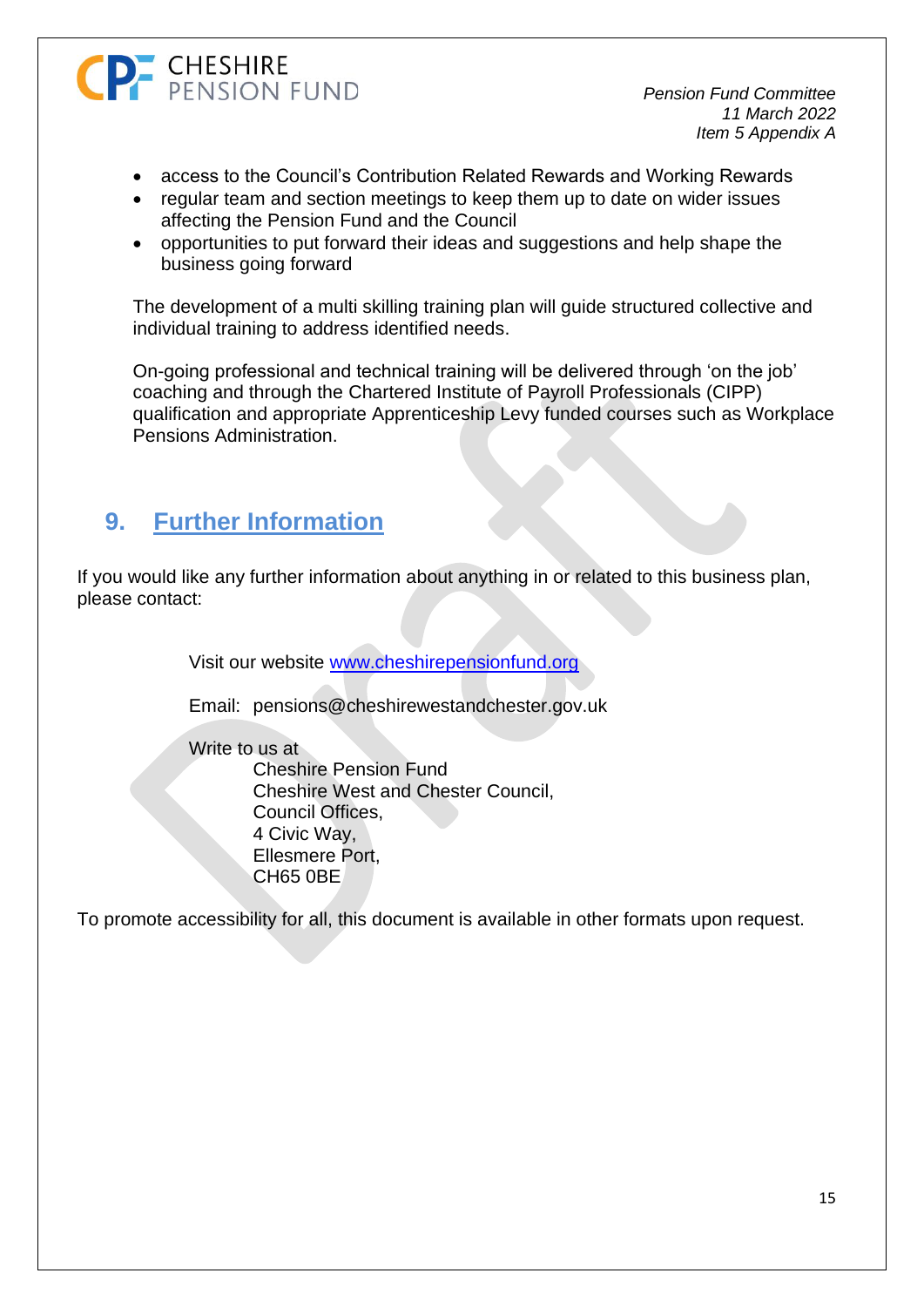- access to the Council's Contribution Related Rewards and Working Rewards
- regular team and section meetings to keep them up to date on wider issues affecting the Pension Fund and the Council
- opportunities to put forward their ideas and suggestions and help shape the business going forward

The development of a multi skilling training plan will guide structured collective and individual training to address identified needs.

On-going professional and technical training will be delivered through 'on the job' coaching and through the Chartered Institute of Payroll Professionals (CIPP) qualification and appropriate Apprenticeship Levy funded courses such as Workplace Pensions Administration.

## 9. Further Information

If you would like any further information about anything in or related to this business plan, please contact:

Visit our website [www.cheshirepensionfund.org](http://www.cheshirepensionfund.org)

Email: pensions@cheshirewestandchester.gov.uk

Write to us at
Cheshire Pension Fund
Cheshire West and Chester Council,
Council Offices,
4 Civic Way,
Ellesmere Port,
CH65 0BE

To promote accessibility for all, this document is available in other formats upon request.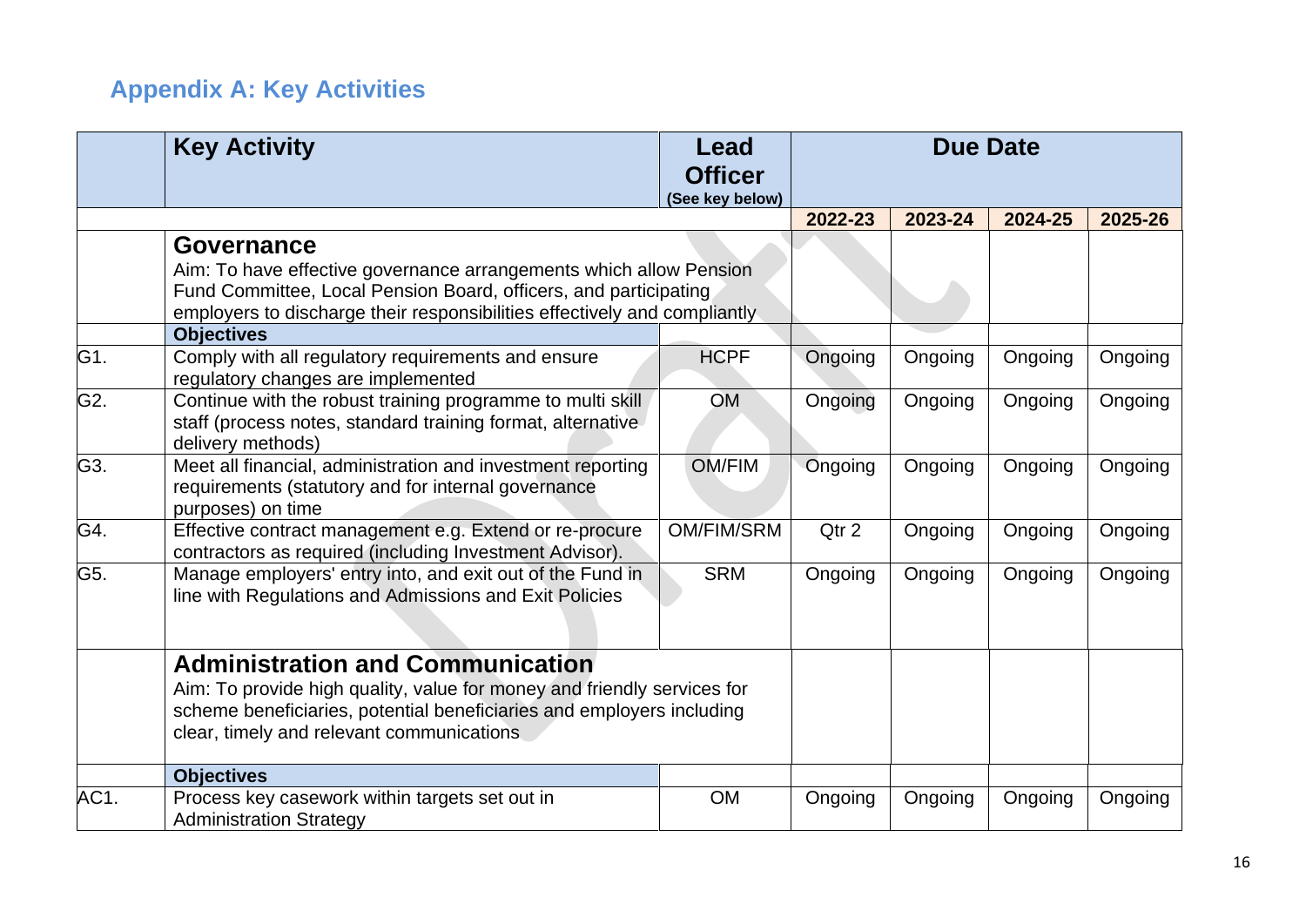## Appendix A: Key Activities

| | Key Activity | Lead Officer (See key below) | Due Date | | | |
|---|---|---|---|---|---|---|
| | | | 2022-23 | 2023-24 | 2024-25 | 2025-26 |
| | **Governance**<br>Aim: To have effective governance arrangements which allow Pension Fund Committee, Local Pension Board, officers, and participating employers to discharge their responsibilities effectively and compliantly | | | | | |
| | **Objectives** | | | | | |
| G1. | Comply with all regulatory requirements and ensure regulatory changes are implemented | HCPF | Ongoing | Ongoing | Ongoing | Ongoing |
| G2. | Continue with the robust training programme to multi skill staff (process notes, standard training format, alternative delivery methods) | OM | Ongoing | Ongoing | Ongoing | Ongoing |
| G3. | Meet all financial, administration and investment reporting requirements (statutory and for internal governance purposes) on time | OM/FIM | Ongoing | Ongoing | Ongoing | Ongoing |
| G4. | Effective contract management e.g. Extend or re-procure contractors as required (including Investment Advisor). | OM/FIM/SRM | Qtr 2 | Ongoing | Ongoing | Ongoing |
| G5. | Manage employers' entry into, and exit out of the Fund in line with Regulations and Admissions and Exit Policies | SRM | Ongoing | Ongoing | Ongoing | Ongoing |
| | **Administration and Communication**<br>Aim: To provide high quality, value for money and friendly services for scheme beneficiaries, potential beneficiaries and employers including clear, timely and relevant communications | | | | | |
| | **Objectives** | | | | | |
| AC1. | Process key casework within targets set out in Administration Strategy | OM | Ongoing | Ongoing | Ongoing | Ongoing |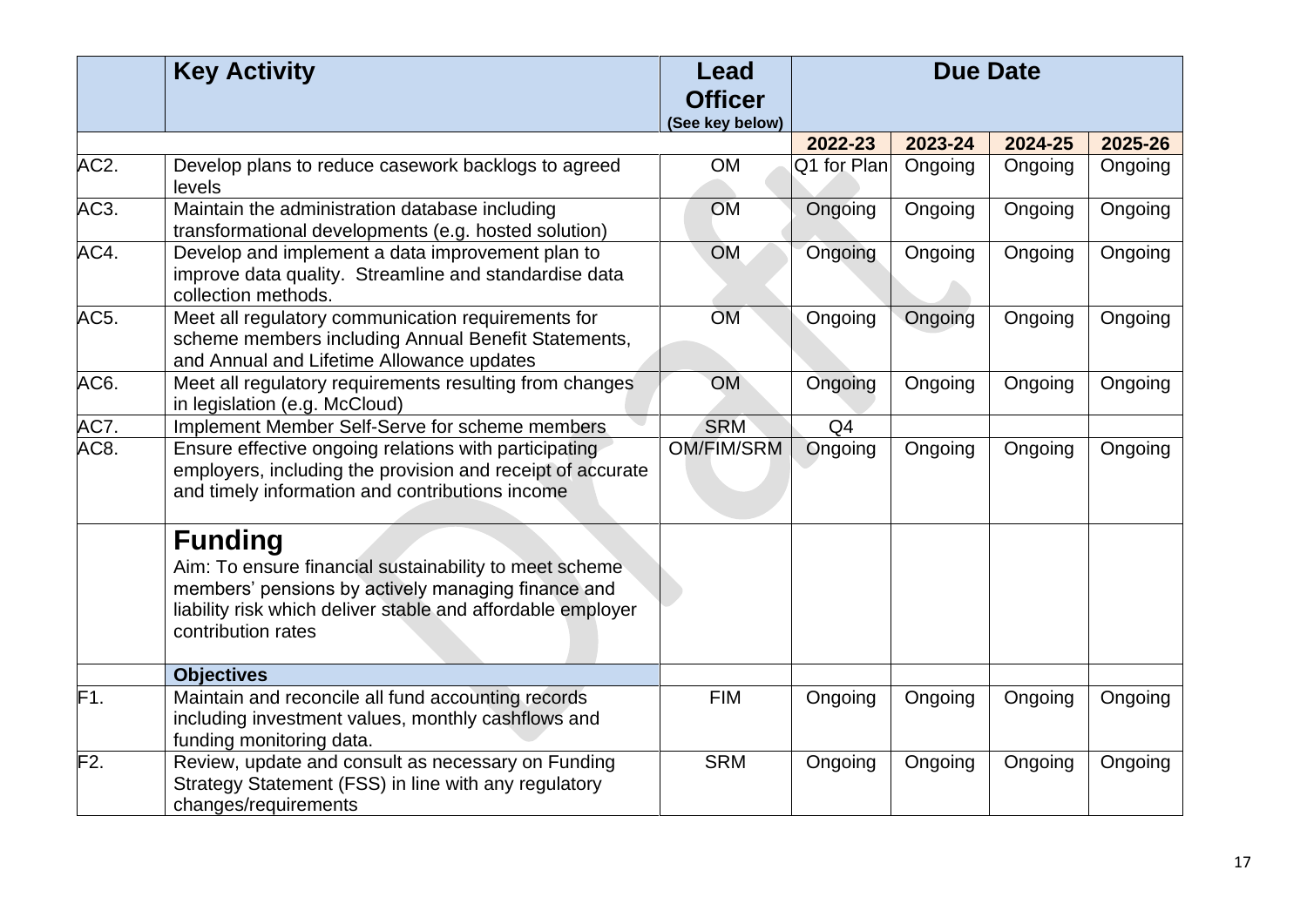| | Key Activity | Lead Officer (See key below) | Due Date | | | |
|---|---|---|---|---|---|---|
| | | | 2022-23 | 2023-24 | 2024-25 | 2025-26 |
| AC2. | Develop plans to reduce casework backlogs to agreed levels | OM | Q1 for Plan | Ongoing | Ongoing | Ongoing |
| AC3. | Maintain the administration database including transformational developments (e.g. hosted solution) | OM | Ongoing | Ongoing | Ongoing | Ongoing |
| AC4. | Develop and implement a data improvement plan to improve data quality. Streamline and standardise data collection methods. | OM | Ongoing | Ongoing | Ongoing | Ongoing |
| AC5. | Meet all regulatory communication requirements for scheme members including Annual Benefit Statements, and Annual and Lifetime Allowance updates | OM | Ongoing | Ongoing | Ongoing | Ongoing |
| AC6. | Meet all regulatory requirements resulting from changes in legislation (e.g. McCloud) | OM | Ongoing | Ongoing | Ongoing | Ongoing |
| AC7. | Implement Member Self-Serve for scheme members | SRM | Q4 | | | |
| AC8. | Ensure effective ongoing relations with participating employers, including the provision and receipt of accurate and timely information and contributions income | OM/FIM/SRM | Ongoing | Ongoing | Ongoing | Ongoing |
| | **Funding**<br>Aim: To ensure financial sustainability to meet scheme members' pensions by actively managing finance and liability risk which deliver stable and affordable employer contribution rates | | | | | |
| | **Objectives** | | | | | |
| F1. | Maintain and reconcile all fund accounting records including investment values, monthly cashflows and funding monitoring data. | FIM | Ongoing | Ongoing | Ongoing | Ongoing |
| F2. | Review, update and consult as necessary on Funding Strategy Statement (FSS) in line with any regulatory changes/requirements | SRM | Ongoing | Ongoing | Ongoing | Ongoing |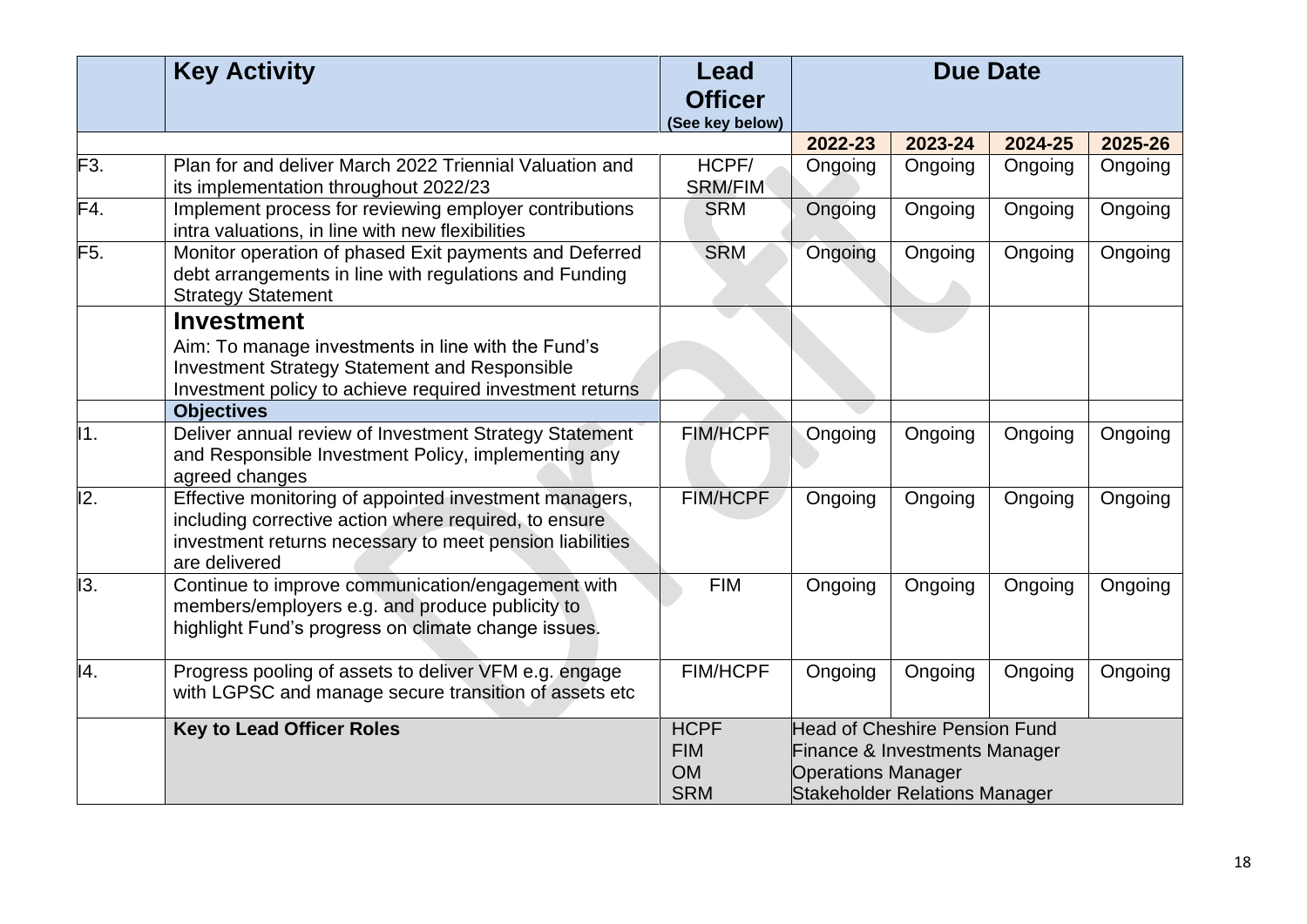| | Key Activity | Lead Officer (See key below) | Due Date | | | |
|---|---|---|---|---|---|---|
| | | | 2022-23 | 2023-24 | 2024-25 | 2025-26 |
| F3. | Plan for and deliver March 2022 Triennial Valuation and its implementation throughout 2022/23 | HCPF/ SRM/FIM | Ongoing | Ongoing | Ongoing | Ongoing |
| F4. | Implement process for reviewing employer contributions intra valuations, in line with new flexibilities | SRM | Ongoing | Ongoing | Ongoing | Ongoing |
| F5. | Monitor operation of phased Exit payments and Deferred debt arrangements in line with regulations and Funding Strategy Statement | SRM | Ongoing | Ongoing | Ongoing | Ongoing |
| | **Investment** Aim: To manage investments in line with the Fund's Investment Strategy Statement and Responsible Investment policy to achieve required investment returns | | | | | |
| | **Objectives** | | | | | |
| I1. | Deliver annual review of Investment Strategy Statement and Responsible Investment Policy, implementing any agreed changes | FIM/HCPF | Ongoing | Ongoing | Ongoing | Ongoing |
| I2. | Effective monitoring of appointed investment managers, including corrective action where required, to ensure investment returns necessary to meet pension liabilities are delivered | FIM/HCPF | Ongoing | Ongoing | Ongoing | Ongoing |
| I3. | Continue to improve communication/engagement with members/employers e.g. and produce publicity to highlight Fund's progress on climate change issues. | FIM | Ongoing | Ongoing | Ongoing | Ongoing |
| I4. | Progress pooling of assets to deliver VFM e.g. engage with LGPSC and manage secure transition of assets etc | FIM/HCPF | Ongoing | Ongoing | Ongoing | Ongoing |
| | **Key to Lead Officer Roles** | HCPF<br>FIM<br>OM<br>SRM | Head of Cheshire Pension Fund<br>Finance & Investments Manager<br>Operations Manager<br>Stakeholder Relations Manager | | | |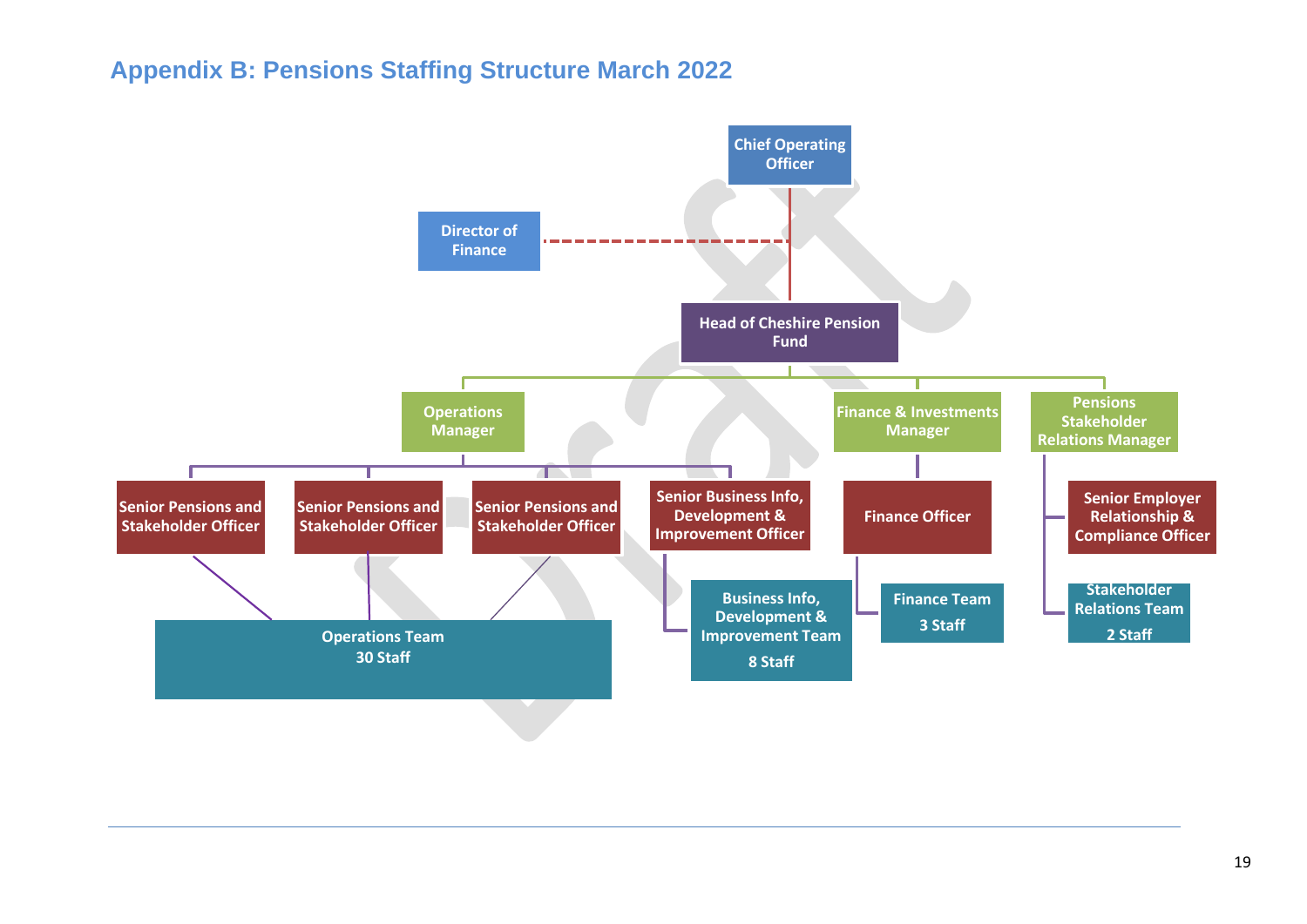## Appendix B: Pensions Staffing Structure March 2022

- **Chief Operating Officer**
  - Director of Finance (dotted line)
  - **Head of Cheshire Pension Fund**
    - **Operations Manager**
      - Senior Pensions and Stakeholder Officer
      - Senior Pensions and Stakeholder Officer
      - Senior Pensions and Stakeholder Officer
        - Operations Team – 30 Staff (reports to the three Senior Pensions and Stakeholder Officers)
      - Senior Business Info, Development & Improvement Officer
        - Business Info, Development & Improvement Team – 8 Staff
    - **Finance & Investments Manager**
      - Finance Officer
        - Finance Team – 3 Staff
    - **Pensions Stakeholder Relations Manager**
      - Senior Employer Relationship & Compliance Officer
      - Stakeholder Relations Team – 2 Staff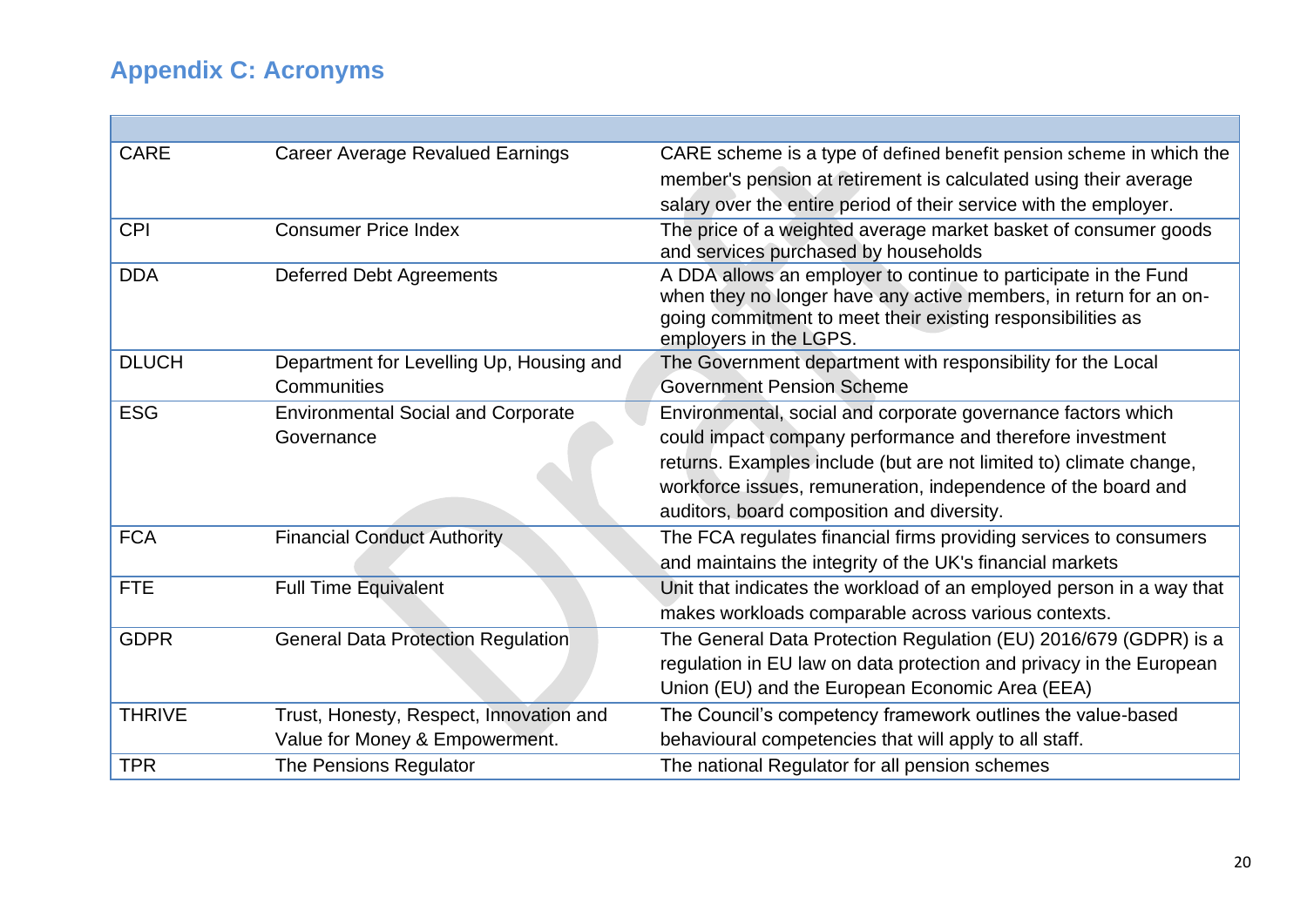## Appendix C: Acronyms

| | | |
|---|---|---|
| CARE | Career Average Revalued Earnings | CARE scheme is a type of defined benefit pension scheme in which the member's pension at retirement is calculated using their average salary over the entire period of their service with the employer. |
| CPI | Consumer Price Index | The price of a weighted average market basket of consumer goods and services purchased by households |
| DDA | Deferred Debt Agreements | A DDA allows an employer to continue to participate in the Fund when they no longer have any active members, in return for an on-going commitment to meet their existing responsibilities as employers in the LGPS. |
| DLUCH | Department for Levelling Up, Housing and Communities | The Government department with responsibility for the Local Government Pension Scheme |
| ESG | Environmental Social and Corporate Governance | Environmental, social and corporate governance factors which could impact company performance and therefore investment returns. Examples include (but are not limited to) climate change, workforce issues, remuneration, independence of the board and auditors, board composition and diversity. |
| FCA | Financial Conduct Authority | The FCA regulates financial firms providing services to consumers and maintains the integrity of the UK's financial markets |
| FTE | Full Time Equivalent | Unit that indicates the workload of an employed person in a way that makes workloads comparable across various contexts. |
| GDPR | General Data Protection Regulation | The General Data Protection Regulation (EU) 2016/679 (GDPR) is a regulation in EU law on data protection and privacy in the European Union (EU) and the European Economic Area (EEA) |
| THRIVE | Trust, Honesty, Respect, Innovation and Value for Money & Empowerment. | The Council's competency framework outlines the value-based behavioural competencies that will apply to all staff. |
| TPR | The Pensions Regulator | The national Regulator for all pension schemes |